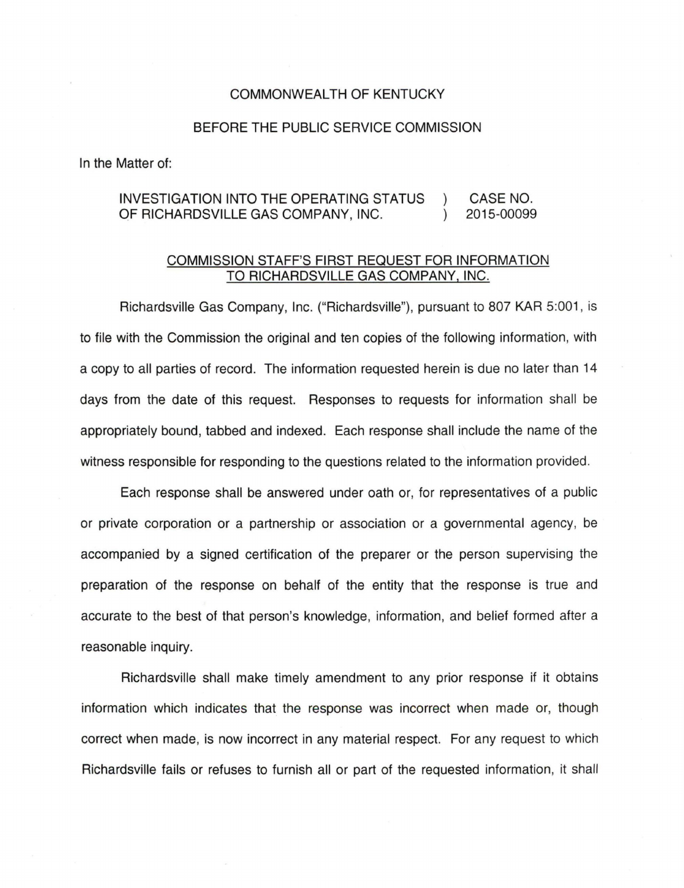COMMONWEALTH OF KENTUCKY

BEFORE THE PUBLIC SERVICE COMMISSION

In the Matter of:

| | | |
|---|---|---|
| INVESTIGATION INTO THE OPERATING STATUS OF RICHARDSVILLE GAS COMPANY, INC. | ) ) | CASE NO. 2015-00099 |

COMMISSION STAFF'S FIRST REQUEST FOR INFORMATION TO RICHARDSVILLE GAS COMPANY, INC.

Richardsville Gas Company, Inc. ("Richardsville"), pursuant to 807 KAR 5:001, is to file with the Commission the original and ten copies of the following information, with a copy to all parties of record. The information requested herein is due no later than 14 days from the date of this request. Responses to requests for information shall be appropriately bound, tabbed and indexed. Each response shall include the name of the witness responsible for responding to the questions related to the information provided.

Each response shall be answered under oath or, for representatives of a public or private corporation or a partnership or association or a governmental agency, be accompanied by a signed certification of the preparer or the person supervising the preparation of the response on behalf of the entity that the response is true and accurate to the best of that person's knowledge, information, and belief formed after a reasonable inquiry.

Richardsville shall make timely amendment to any prior response if it obtains information which indicates that the response was incorrect when made or, though correct when made, is now incorrect in any material respect. For any request to which Richardsville fails or refuses to furnish all or part of the requested information, it shall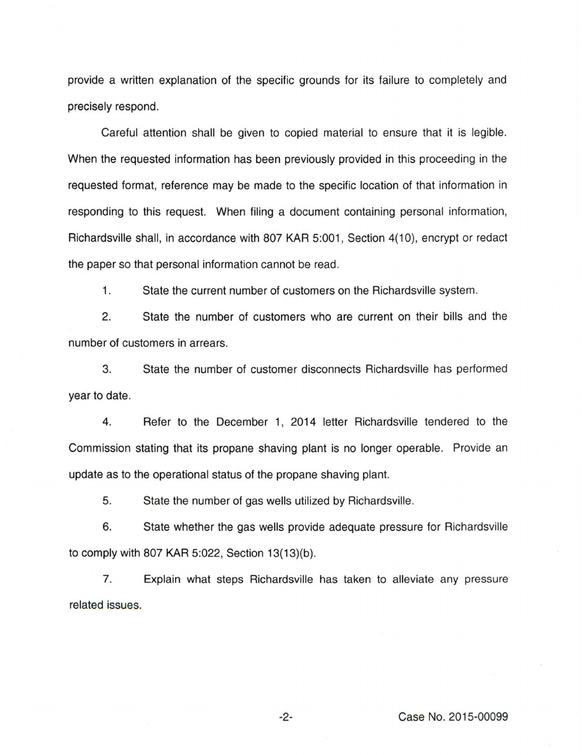provide a written explanation of the specific grounds for its failure to completely and precisely respond.

Careful attention shall be given to copied material to ensure that it is legible. When the requested information has been previously provided in this proceeding in the requested format, reference may be made to the specific location of that information in responding to this request. When filing a document containing personal information, Richardsville shall, in accordance with 807 KAR 5:001, Section 4(10), encrypt or redact the paper so that personal information cannot be read.

1. State the current number of customers on the Richardsville system.

2. State the number of customers who are current on their bills and the number of customers in arrears.

3. State the number of customer disconnects Richardsville has performed year to date.

4. Refer to the December 1, 2014 letter Richardsville tendered to the Commission stating that its propane shaving plant is no longer operable. Provide an update as to the operational status of the propane shaving plant.

5. State the number of gas wells utilized by Richardsville.

6. State whether the gas wells provide adequate pressure for Richardsville to comply with 807 KAR 5:022, Section 13(13)(b).

7. Explain what steps Richardsville has taken to alleviate any pressure related issues.

Case No. 2015-00099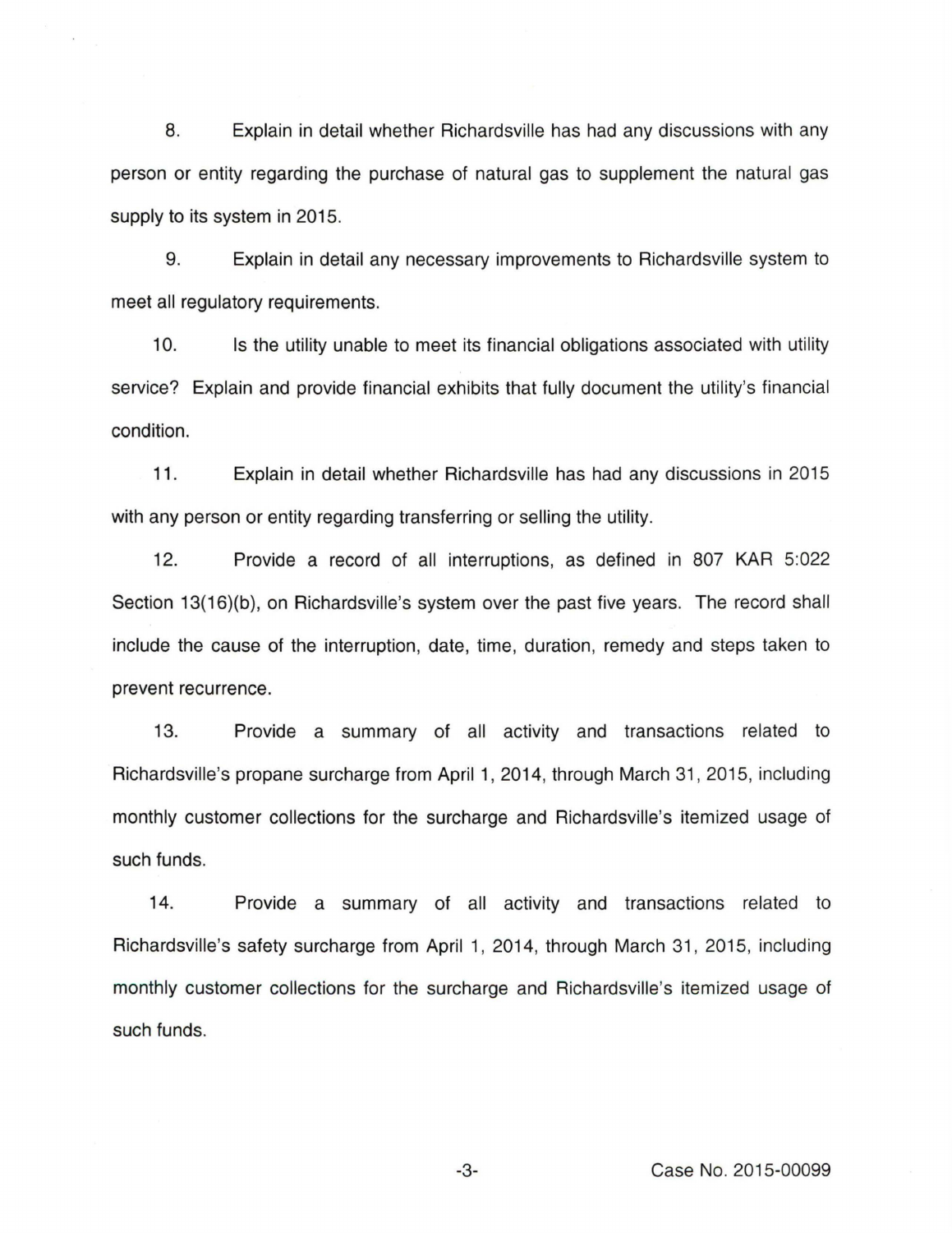8. Explain in detail whether Richardsville has had any discussions with any person or entity regarding the purchase of natural gas to supplement the natural gas supply to its system in 2015.

9. Explain in detail any necessary improvements to Richardsville system to meet all regulatory requirements.

10. Is the utility unable to meet its financial obligations associated with utility service? Explain and provide financial exhibits that fully document the utility's financial condition.

11. Explain in detail whether Richardsville has had any discussions in 2015 with any person or entity regarding transferring or selling the utility.

12. Provide a record of all interruptions, as defined in 807 KAR 5:022 Section 13(16)(b), on Richardsville's system over the past five years. The record shall include the cause of the interruption, date, time, duration, remedy and steps taken to prevent recurrence.

13. Provide a summary of all activity and transactions related to Richardsville's propane surcharge from April 1, 2014, through March 31, 2015, including monthly customer collections for the surcharge and Richardsville's itemized usage of such funds.

14. Provide a summary of all activity and transactions related to Richardsville's safety surcharge from April 1, 2014, through March 31, 2015, including monthly customer collections for the surcharge and Richardsville's itemized usage of such funds.

Case No. 2015-00099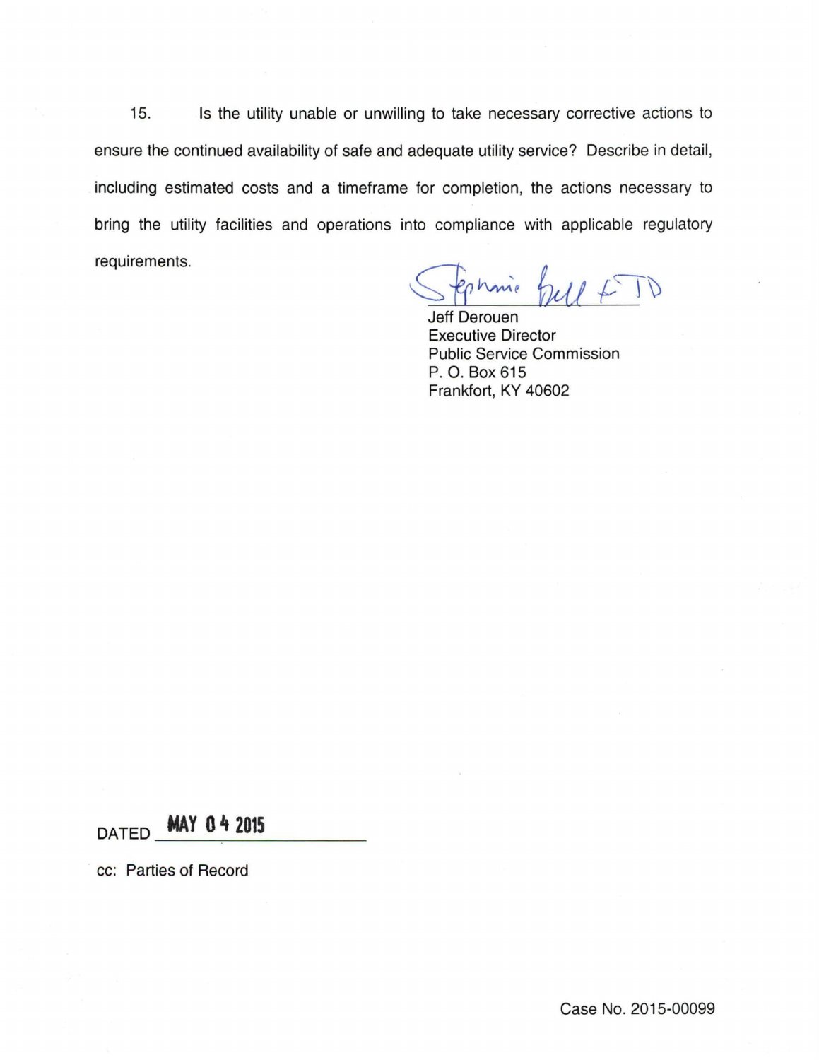15. Is the utility unable or unwilling to take necessary corrective actions to ensure the continued availability of safe and adequate utility service? Describe in detail, including estimated costs and a timeframe for completion, the actions necessary to bring the utility facilities and operations into compliance with applicable regulatory requirements.

Stephanie Bell for JD

Jeff Derouen
Executive Director
Public Service Commission
P. O. Box 615
Frankfort, KY 40602

DATED MAY 04 2015

cc: Parties of Record

Case No. 2015-00099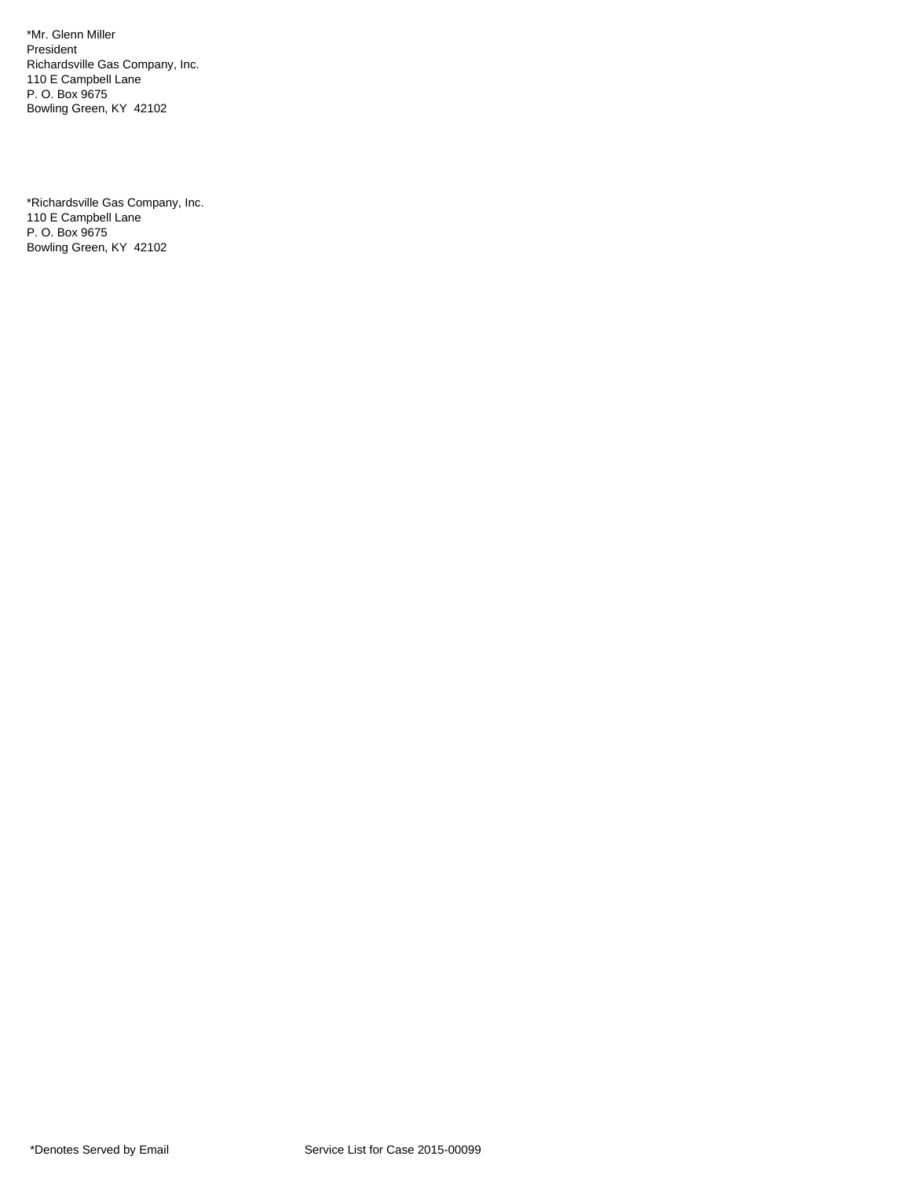*Mr. Glenn Miller
President
Richardsville Gas Company, Inc.
110 E Campbell Lane
P. O. Box 9675
Bowling Green, KY  42102

*Richardsville Gas Company, Inc.
110 E Campbell Lane
P. O. Box 9675
Bowling Green, KY  42102

*Denotes Served by Email

Service List for Case 2015-00099